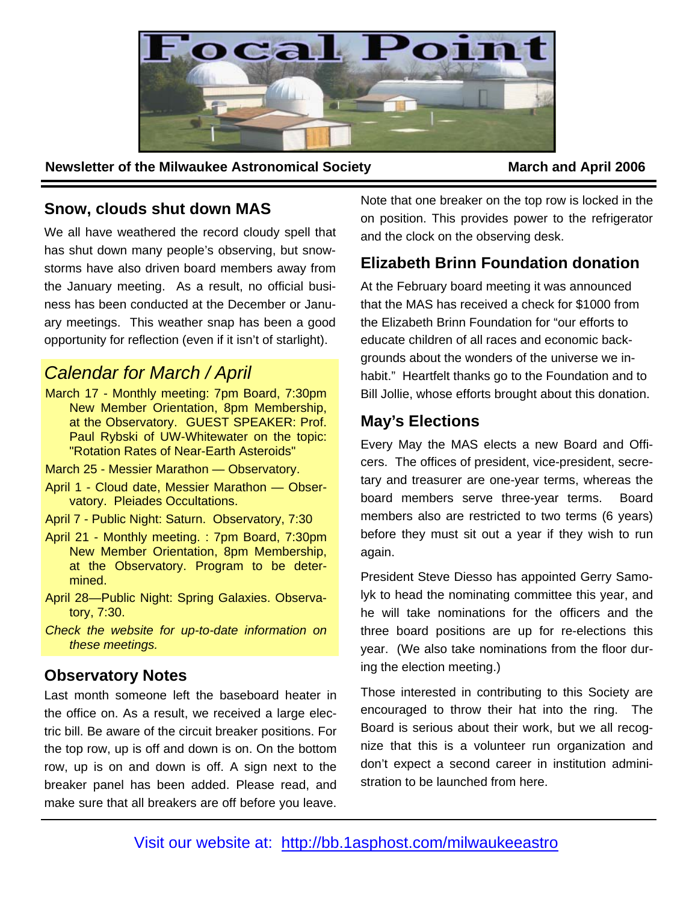# Focal Point

**Newsletter of the Milwaukee Astronomical Society** **March and April 2006**

## Snow, clouds shut down MAS

We all have weathered the record cloudy spell that has shut down many people's observing, but snowstorms have also driven board members away from the January meeting. As a result, no official business has been conducted at the December or January meetings. This weather snap has been a good opportunity for reflection (even if it isn't of starlight).

## *Calendar for March / April*

March 17 - Monthly meeting: 7pm Board, 7:30pm New Member Orientation, 8pm Membership, at the Observatory. GUEST SPEAKER: Prof. Paul Rybski of UW-Whitewater on the topic: "Rotation Rates of Near-Earth Asteroids"

March 25 - Messier Marathon — Observatory.

April 1 - Cloud date, Messier Marathon — Observatory. Pleiades Occultations.

April 7 - Public Night: Saturn. Observatory, 7:30

April 21 - Monthly meeting. : 7pm Board, 7:30pm New Member Orientation, 8pm Membership, at the Observatory. Program to be determined.

April 28—Public Night: Spring Galaxies. Observatory, 7:30.

*Check the website for up-to-date information on these meetings.*

## Observatory Notes

Last month someone left the baseboard heater in the office on. As a result, we received a large electric bill. Be aware of the circuit breaker positions. For the top row, up is off and down is on. On the bottom row, up is on and down is off. A sign next to the breaker panel has been added. Please read, and make sure that all breakers are off before you leave. Note that one breaker on the top row is locked in the on position. This provides power to the refrigerator and the clock on the observing desk.

## Elizabeth Brinn Foundation donation

At the February board meeting it was announced that the MAS has received a check for $1000 from the Elizabeth Brinn Foundation for "our efforts to educate children of all races and economic backgrounds about the wonders of the universe we inhabit." Heartfelt thanks go to the Foundation and to Bill Jollie, whose efforts brought about this donation.

## May's Elections

Every May the MAS elects a new Board and Officers. The offices of president, vice-president, secretary and treasurer are one-year terms, whereas the board members serve three-year terms. Board members also are restricted to two terms (6 years) before they must sit out a year if they wish to run again.

President Steve Diesso has appointed Gerry Samolyk to head the nominating committee this year, and he will take nominations for the officers and the three board positions are up for re-elections this year. (We also take nominations from the floor during the election meeting.)

Those interested in contributing to this Society are encouraged to throw their hat into the ring. The Board is serious about their work, but we all recognize that this is a volunteer run organization and don't expect a second career in institution administration to be launched from here.

Visit our website at: http://bb.1asphost.com/milwaukeeastro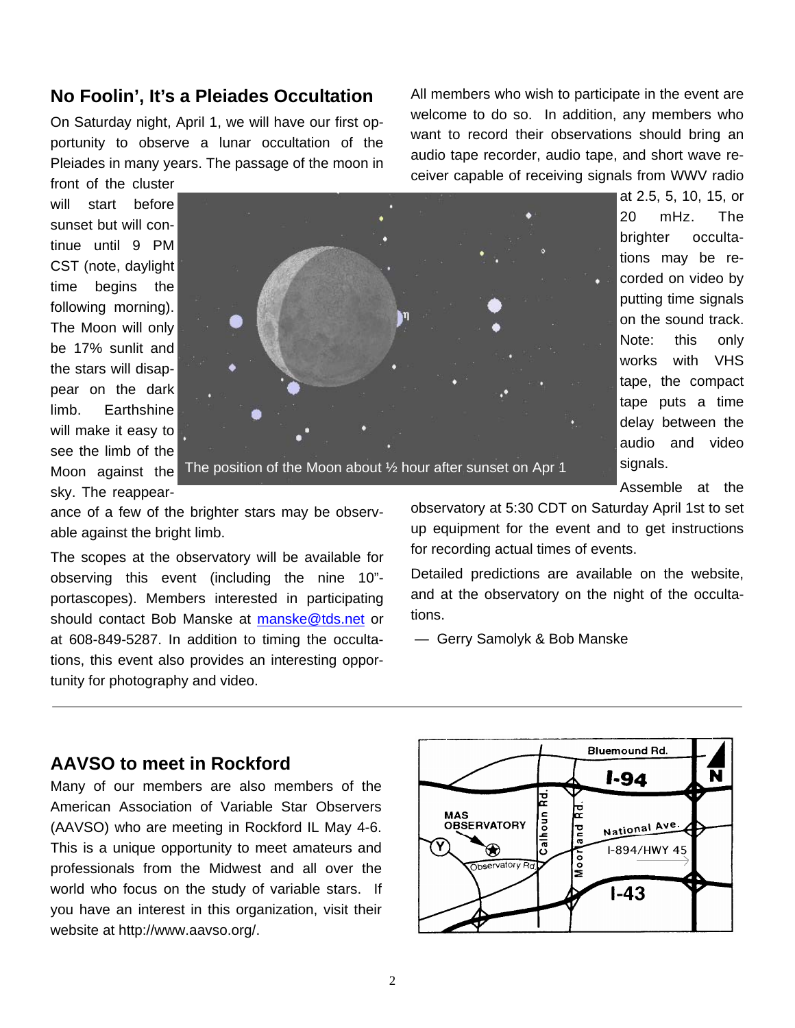## No Foolin', It's a Pleiades Occultation

On Saturday night, April 1, we will have our first opportunity to observe a lunar occultation of the Pleiades in many years. The passage of the moon in front of the cluster will start before sunset but will continue until 9 PM CST (note, daylight time begins the following morning). The Moon will only be 17% sunlit and the stars will disappear on the dark limb. Earthshine will make it easy to see the limb of the Moon against the sky. The reappearance of a few of the brighter stars may be observable against the bright limb.

The position of the Moon about ½ hour after sunset on Apr 1

The scopes at the observatory will be available for observing this event (including the nine 10"-portascopes). Members interested in participating should contact Bob Manske at manske@tds.net or at 608-849-5287. In addition to timing the occultations, this event also provides an interesting opportunity for photography and video.

All members who wish to participate in the event are welcome to do so. In addition, any members who want to record their observations should bring an audio tape recorder, audio tape, and short wave receiver capable of receiving signals from WWV radio at 2.5, 5, 10, 15, or 20 mHz. The brighter occultations may be recorded on video by putting time signals on the sound track. Note: this only works with VHS tape, the compact tape puts a time delay between the audio and video signals.

Assemble at the observatory at 5:30 CDT on Saturday April 1st to set up equipment for the event and to get instructions for recording actual times of events.

Detailed predictions are available on the website, and at the observatory on the night of the occultations.

— Gerry Samolyk & Bob Manske

---

## AAVSO to meet in Rockford

Many of our members are also members of the American Association of Variable Star Observers (AAVSO) who are meeting in Rockford IL May 4-6. This is a unique opportunity to meet amateurs and professionals from the Midwest and all over the world who focus on the study of variable stars. If you have an interest in this organization, visit their website at http://www.aavso.org/.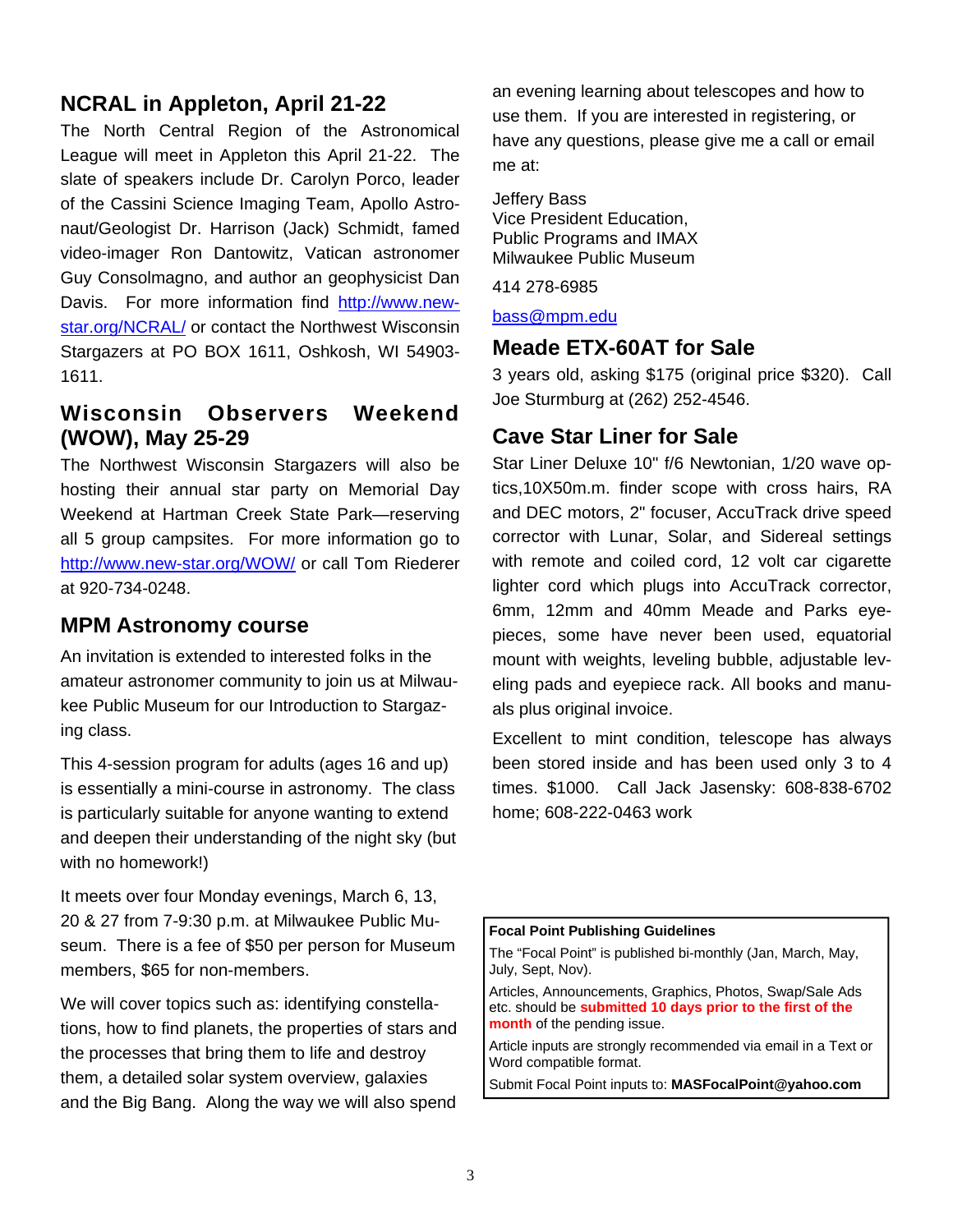## NCRAL in Appleton, April 21-22

The North Central Region of the Astronomical League will meet in Appleton this April 21-22. The slate of speakers include Dr. Carolyn Porco, leader of the Cassini Science Imaging Team, Apollo Astronaut/Geologist Dr. Harrison (Jack) Schmidt, famed video-imager Ron Dantowitz, Vatican astronomer Guy Consolmagno, and author an geophysicist Dan Davis. For more information find http://www.new-star.org/NCRAL/ or contact the Northwest Wisconsin Stargazers at PO BOX 1611, Oshkosh, WI 54903-1611.

## Wisconsin Observers Weekend (WOW), May 25-29

The Northwest Wisconsin Stargazers will also be hosting their annual star party on Memorial Day Weekend at Hartman Creek State Park—reserving all 5 group campsites. For more information go to http://www.new-star.org/WOW/ or call Tom Riederer at 920-734-0248.

## MPM Astronomy course

An invitation is extended to interested folks in the amateur astronomer community to join us at Milwaukee Public Museum for our Introduction to Stargazing class.

This 4-session program for adults (ages 16 and up) is essentially a mini-course in astronomy. The class is particularly suitable for anyone wanting to extend and deepen their understanding of the night sky (but with no homework!)

It meets over four Monday evenings, March 6, 13, 20 & 27 from 7-9:30 p.m. at Milwaukee Public Museum. There is a fee of $50 per person for Museum members, $65 for non-members.

We will cover topics such as: identifying constellations, how to find planets, the properties of stars and the processes that bring them to life and destroy them, a detailed solar system overview, galaxies and the Big Bang. Along the way we will also spend an evening learning about telescopes and how to use them. If you are interested in registering, or have any questions, please give me a call or email me at:

Jeffery Bass
Vice President Education,
Public Programs and IMAX
Milwaukee Public Museum

414 278-6985

bass@mpm.edu

## Meade ETX-60AT for Sale

3 years old, asking $175 (original price $320). Call Joe Sturmburg at (262) 252-4546.

## Cave Star Liner for Sale

Star Liner Deluxe 10" f/6 Newtonian, 1/20 wave optics,10X50m.m. finder scope with cross hairs, RA and DEC motors, 2" focuser, AccuTrack drive speed corrector with Lunar, Solar, and Sidereal settings with remote and coiled cord, 12 volt car cigarette lighter cord which plugs into AccuTrack corrector, 6mm, 12mm and 40mm Meade and Parks eyepieces, some have never been used, equatorial mount with weights, leveling bubble, adjustable leveling pads and eyepiece rack. All books and manuals plus original invoice.

Excellent to mint condition, telescope has always been stored inside and has been used only 3 to 4 times. $1000. Call Jack Jasensky: 608-838-6702 home; 608-222-0463 work

**Focal Point Publishing Guidelines**

The "Focal Point" is published bi-monthly (Jan, March, May, July, Sept, Nov).

Articles, Announcements, Graphics, Photos, Swap/Sale Ads etc. should be **submitted 10 days prior to the first of the month** of the pending issue.

Article inputs are strongly recommended via email in a Text or Word compatible format.

Submit Focal Point inputs to: **MASFocalPoint@yahoo.com**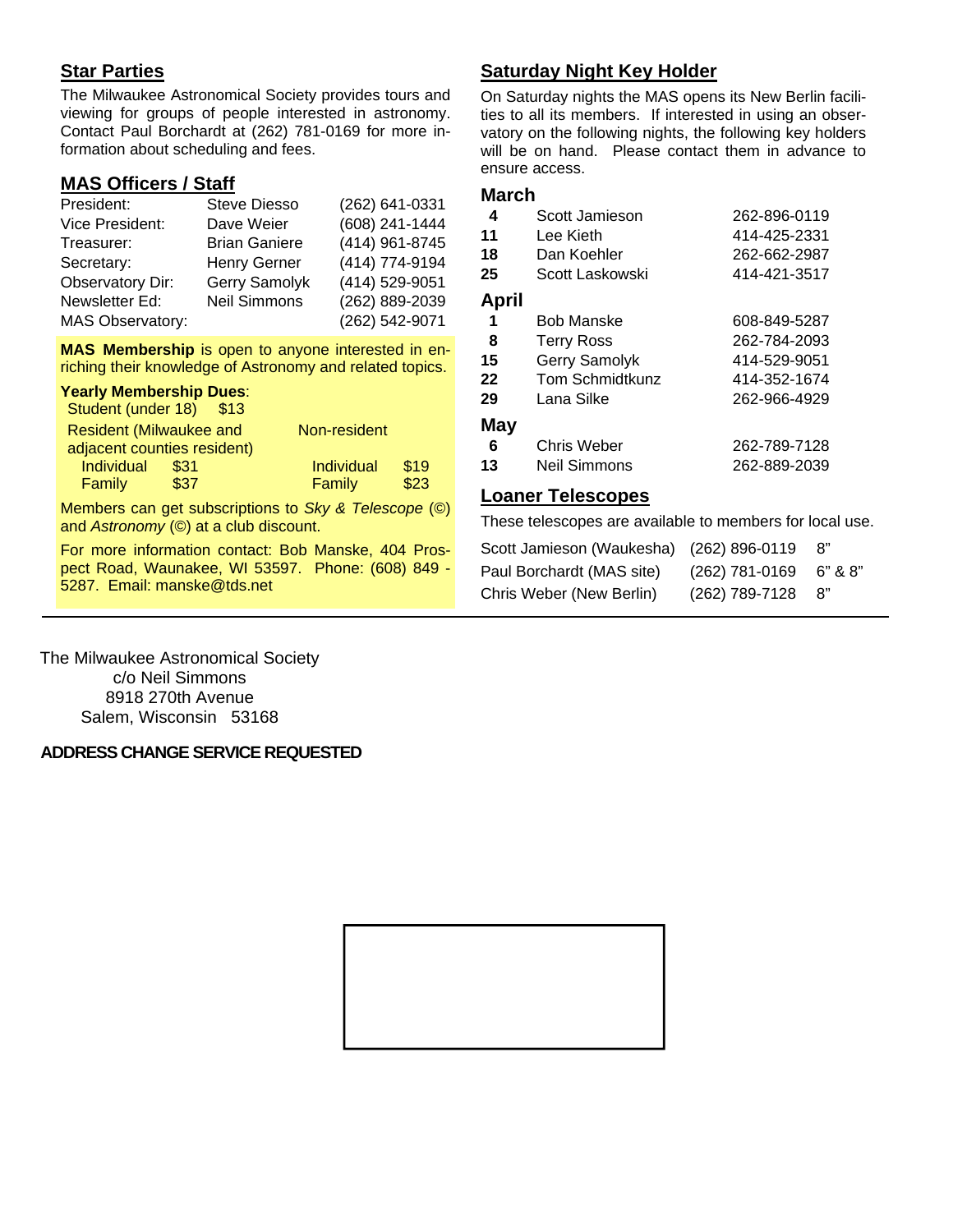## Star Parties

The Milwaukee Astronomical Society provides tours and viewing for groups of people interested in astronomy. Contact Paul Borchardt at (262) 781-0169 for more information about scheduling and fees.

## MAS Officers / Staff

| | | |
|---|---|---|
| President: | Steve Diesso | (262) 641-0331 |
| Vice President: | Dave Weier | (608) 241-1444 |
| Treasurer: | Brian Ganiere | (414) 961-8745 |
| Secretary: | Henry Gerner | (414) 774-9194 |
| Observatory Dir: | Gerry Samolyk | (414) 529-9051 |
| Newsletter Ed: | Neil Simmons | (262) 889-2039 |
| MAS Observatory: | | (262) 542-9071 |

**MAS Membership** is open to anyone interested in enriching their knowledge of Astronomy and related topics.

**Yearly Membership Dues**:

Student (under 18) $13

| Resident (Milwaukee and adjacent counties resident) | | Non-resident | |
|---|---|---|---|
| Individual | $31 | Individual | $19 |
| Family | $37 | Family | $23 |

Members can get subscriptions to *Sky & Telescope* (©) and *Astronomy* (©) at a club discount.

For more information contact: Bob Manske, 404 Prospect Road, Waunakee, WI 53597. Phone: (608) 849 - 5287. Email: manske@tds.net

## Saturday Night Key Holder

On Saturday nights the MAS opens its New Berlin facilities to all its members. If interested in using an observatory on the following nights, the following key holders will be on hand. Please contact them in advance to ensure access.

### March

| | | |
|---|---|---|
| **4** | Scott Jamieson | 262-896-0119 |
| **11** | Lee Kieth | 414-425-2331 |
| **18** | Dan Koehler | 262-662-2987 |
| **25** | Scott Laskowski | 414-421-3517 |

### April

| | | |
|---|---|---|
| **1** | Bob Manske | 608-849-5287 |
| **8** | Terry Ross | 262-784-2093 |
| **15** | Gerry Samolyk | 414-529-9051 |
| **22** | Tom Schmidtkunz | 414-352-1674 |
| **29** | Lana Silke | 262-966-4929 |

### May

| | | |
|---|---|---|
| **6** | Chris Weber | 262-789-7128 |
| **13** | Neil Simmons | 262-889-2039 |

## Loaner Telescopes

These telescopes are available to members for local use.

| | | |
|---|---|---|
| Scott Jamieson (Waukesha) | (262) 896-0119 | 8" |
| Paul Borchardt (MAS site) | (262) 781-0169 | 6" & 8" |
| Chris Weber (New Berlin) | (262) 789-7128 | 8" |

The Milwaukee Astronomical Society
c/o Neil Simmons
8918 270th Avenue
Salem, Wisconsin 53168

**ADDRESS CHANGE SERVICE REQUESTED**